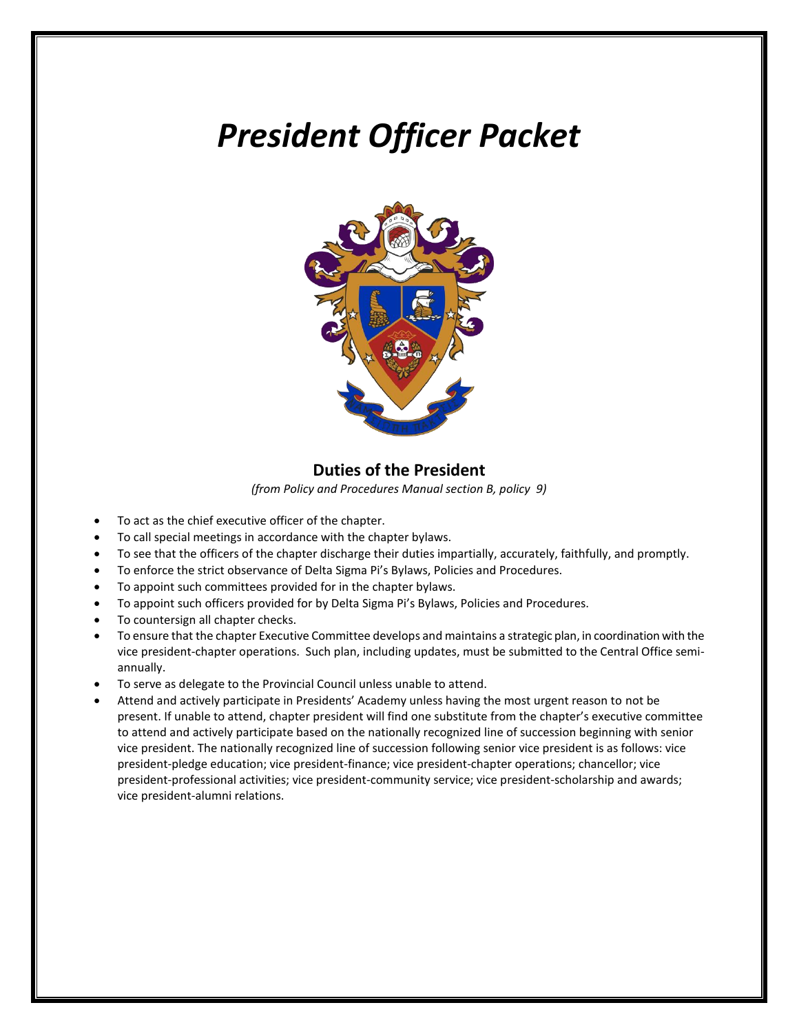# *President Officer Packet*

## Duties of the President

*(from Policy and Procedures Manual section B, policy 9)*

- To act as the chief executive officer of the chapter.
- To call special meetings in accordance with the chapter bylaws.
- To see that the officers of the chapter discharge their duties impartially, accurately, faithfully, and promptly.
- To enforce the strict observance of Delta Sigma Pi's Bylaws, Policies and Procedures.
- To appoint such committees provided for in the chapter bylaws.
- To appoint such officers provided for by Delta Sigma Pi's Bylaws, Policies and Procedures.
- To countersign all chapter checks.
- To ensure that the chapter Executive Committee develops and maintains a strategic plan, in coordination with the vice president-chapter operations. Such plan, including updates, must be submitted to the Central Office semi-annually.
- To serve as delegate to the Provincial Council unless unable to attend.
- Attend and actively participate in Presidents' Academy unless having the most urgent reason to not be present. If unable to attend, chapter president will find one substitute from the chapter's executive committee to attend and actively participate based on the nationally recognized line of succession beginning with senior vice president. The nationally recognized line of succession following senior vice president is as follows: vice president-pledge education; vice president-finance; vice president-chapter operations; chancellor; vice president-professional activities; vice president-community service; vice president-scholarship and awards; vice president-alumni relations.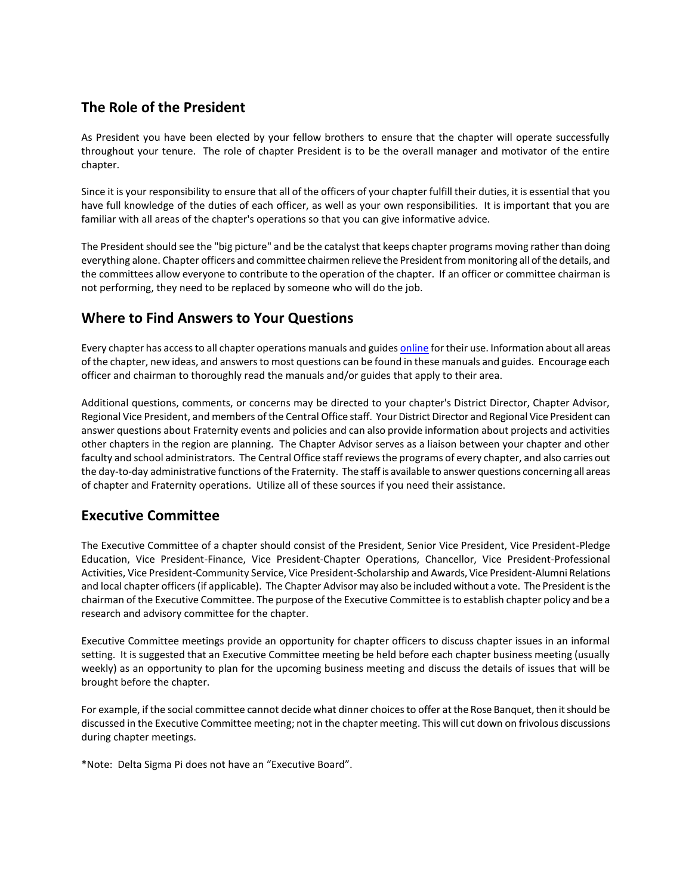## The Role of the President

As President you have been elected by your fellow brothers to ensure that the chapter will operate successfully throughout your tenure. The role of chapter President is to be the overall manager and motivator of the entire chapter.

Since it is your responsibility to ensure that all of the officers of your chapter fulfill their duties, it is essential that you have full knowledge of the duties of each officer, as well as your own responsibilities. It is important that you are familiar with all areas of the chapter's operations so that you can give informative advice.

The President should see the "big picture" and be the catalyst that keeps chapter programs moving rather than doing everything alone. Chapter officers and committee chairmen relieve the President from monitoring all of the details, and the committees allow everyone to contribute to the operation of the chapter. If an officer or committee chairman is not performing, they need to be replaced by someone who will do the job.

## Where to Find Answers to Your Questions

Every chapter has access to all chapter operations manuals and guides online for their use. Information about all areas of the chapter, new ideas, and answers to most questions can be found in these manuals and guides. Encourage each officer and chairman to thoroughly read the manuals and/or guides that apply to their area.

Additional questions, comments, or concerns may be directed to your chapter's District Director, Chapter Advisor, Regional Vice President, and members of the Central Office staff. Your District Director and Regional Vice President can answer questions about Fraternity events and policies and can also provide information about projects and activities other chapters in the region are planning. The Chapter Advisor serves as a liaison between your chapter and other faculty and school administrators. The Central Office staff reviews the programs of every chapter, and also carries out the day-to-day administrative functions of the Fraternity. The staff is available to answer questions concerning all areas of chapter and Fraternity operations. Utilize all of these sources if you need their assistance.

## Executive Committee

The Executive Committee of a chapter should consist of the President, Senior Vice President, Vice President-Pledge Education, Vice President-Finance, Vice President-Chapter Operations, Chancellor, Vice President-Professional Activities, Vice President-Community Service, Vice President-Scholarship and Awards, Vice President-Alumni Relations and local chapter officers (if applicable). The Chapter Advisor may also be included without a vote. The President is the chairman of the Executive Committee. The purpose of the Executive Committee is to establish chapter policy and be a research and advisory committee for the chapter.

Executive Committee meetings provide an opportunity for chapter officers to discuss chapter issues in an informal setting. It is suggested that an Executive Committee meeting be held before each chapter business meeting (usually weekly) as an opportunity to plan for the upcoming business meeting and discuss the details of issues that will be brought before the chapter.

For example, if the social committee cannot decide what dinner choices to offer at the Rose Banquet, then it should be discussed in the Executive Committee meeting; not in the chapter meeting. This will cut down on frivolous discussions during chapter meetings.

*Note: Delta Sigma Pi does not have an "Executive Board".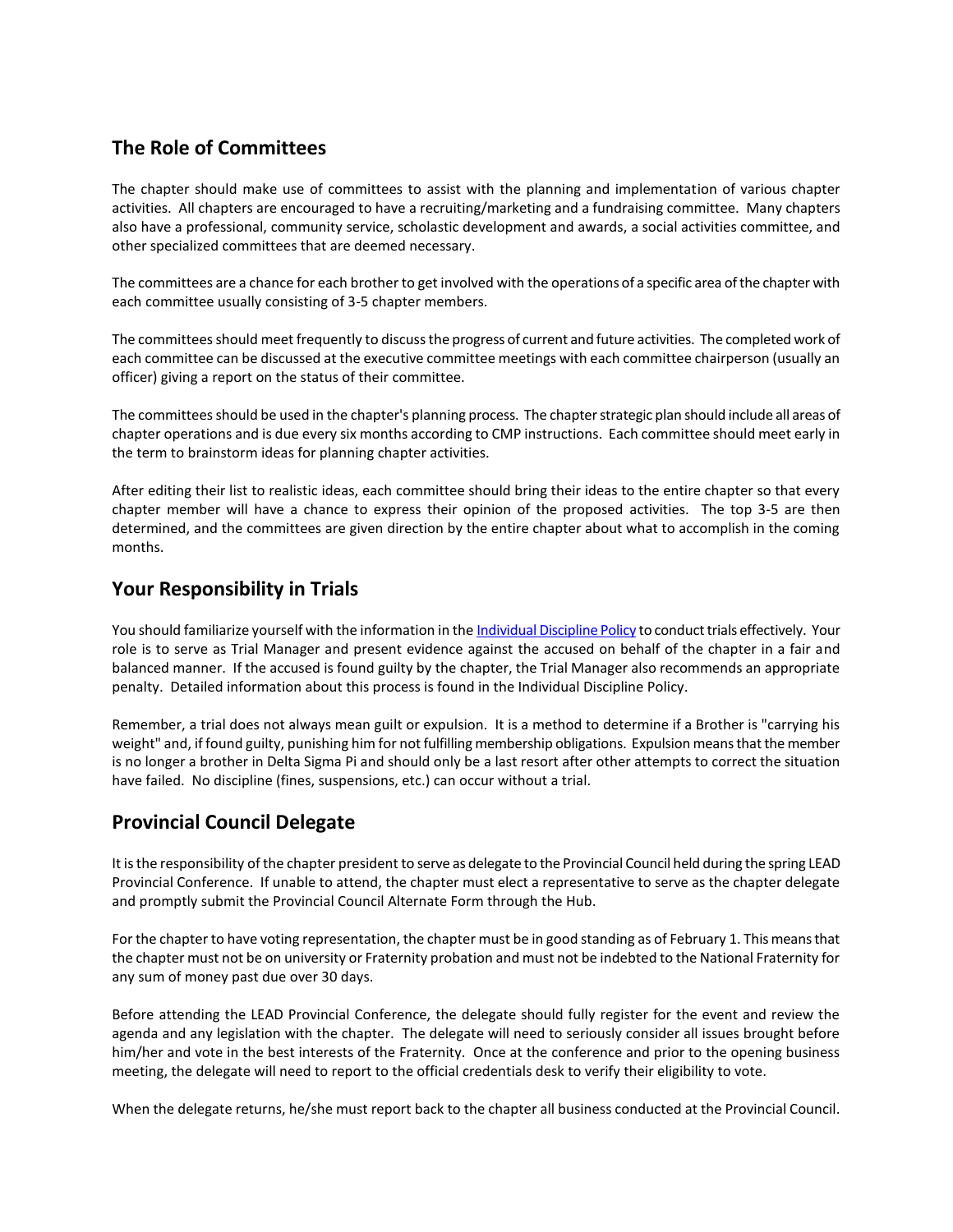## The Role of Committees

The chapter should make use of committees to assist with the planning and implementation of various chapter activities. All chapters are encouraged to have a recruiting/marketing and a fundraising committee. Many chapters also have a professional, community service, scholastic development and awards, a social activities committee, and other specialized committees that are deemed necessary.

The committees are a chance for each brother to get involved with the operations of a specific area of the chapter with each committee usually consisting of 3-5 chapter members.

The committees should meet frequently to discuss the progress of current and future activities. The completed work of each committee can be discussed at the executive committee meetings with each committee chairperson (usually an officer) giving a report on the status of their committee.

The committees should be used in the chapter's planning process. The chapter strategic plan should include all areas of chapter operations and is due every six months according to CMP instructions. Each committee should meet early in the term to brainstorm ideas for planning chapter activities.

After editing their list to realistic ideas, each committee should bring their ideas to the entire chapter so that every chapter member will have a chance to express their opinion of the proposed activities. The top 3-5 are then determined, and the committees are given direction by the entire chapter about what to accomplish in the coming months.

## Your Responsibility in Trials

You should familiarize yourself with the information in the Individual Discipline Policy to conduct trials effectively. Your role is to serve as Trial Manager and present evidence against the accused on behalf of the chapter in a fair and balanced manner. If the accused is found guilty by the chapter, the Trial Manager also recommends an appropriate penalty. Detailed information about this process is found in the Individual Discipline Policy.

Remember, a trial does not always mean guilt or expulsion. It is a method to determine if a Brother is "carrying his weight" and, if found guilty, punishing him for not fulfilling membership obligations. Expulsion means that the member is no longer a brother in Delta Sigma Pi and should only be a last resort after other attempts to correct the situation have failed. No discipline (fines, suspensions, etc.) can occur without a trial.

## Provincial Council Delegate

It is the responsibility of the chapter president to serve as delegate to the Provincial Council held during the spring LEAD Provincial Conference. If unable to attend, the chapter must elect a representative to serve as the chapter delegate and promptly submit the Provincial Council Alternate Form through the Hub.

For the chapter to have voting representation, the chapter must be in good standing as of February 1. This means that the chapter must not be on university or Fraternity probation and must not be indebted to the National Fraternity for any sum of money past due over 30 days.

Before attending the LEAD Provincial Conference, the delegate should fully register for the event and review the agenda and any legislation with the chapter. The delegate will need to seriously consider all issues brought before him/her and vote in the best interests of the Fraternity. Once at the conference and prior to the opening business meeting, the delegate will need to report to the official credentials desk to verify their eligibility to vote.

When the delegate returns, he/she must report back to the chapter all business conducted at the Provincial Council.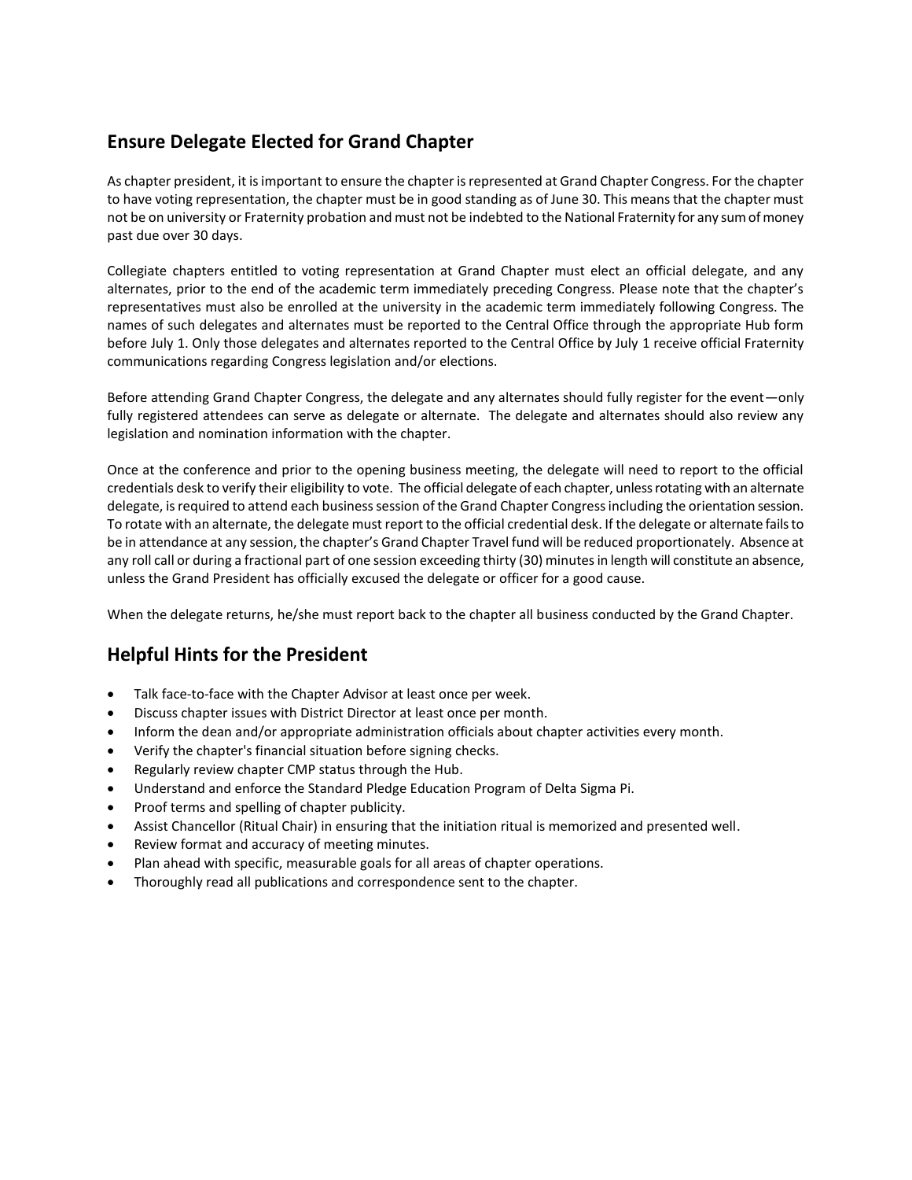## Ensure Delegate Elected for Grand Chapter

As chapter president, it is important to ensure the chapter is represented at Grand Chapter Congress. For the chapter to have voting representation, the chapter must be in good standing as of June 30. This means that the chapter must not be on university or Fraternity probation and must not be indebted to the National Fraternity for any sum of money past due over 30 days.

Collegiate chapters entitled to voting representation at Grand Chapter must elect an official delegate, and any alternates, prior to the end of the academic term immediately preceding Congress. Please note that the chapter's representatives must also be enrolled at the university in the academic term immediately following Congress. The names of such delegates and alternates must be reported to the Central Office through the appropriate Hub form before July 1. Only those delegates and alternates reported to the Central Office by July 1 receive official Fraternity communications regarding Congress legislation and/or elections.

Before attending Grand Chapter Congress, the delegate and any alternates should fully register for the event—only fully registered attendees can serve as delegate or alternate. The delegate and alternates should also review any legislation and nomination information with the chapter.

Once at the conference and prior to the opening business meeting, the delegate will need to report to the official credentials desk to verify their eligibility to vote. The official delegate of each chapter, unless rotating with an alternate delegate, is required to attend each business session of the Grand Chapter Congress including the orientation session. To rotate with an alternate, the delegate must report to the official credential desk. If the delegate or alternate fails to be in attendance at any session, the chapter's Grand Chapter Travel fund will be reduced proportionately. Absence at any roll call or during a fractional part of one session exceeding thirty (30) minutes in length will constitute an absence, unless the Grand President has officially excused the delegate or officer for a good cause.

When the delegate returns, he/she must report back to the chapter all business conducted by the Grand Chapter.

## Helpful Hints for the President

- Talk face-to-face with the Chapter Advisor at least once per week.
- Discuss chapter issues with District Director at least once per month.
- Inform the dean and/or appropriate administration officials about chapter activities every month.
- Verify the chapter's financial situation before signing checks.
- Regularly review chapter CMP status through the Hub.
- Understand and enforce the Standard Pledge Education Program of Delta Sigma Pi.
- Proof terms and spelling of chapter publicity.
- Assist Chancellor (Ritual Chair) in ensuring that the initiation ritual is memorized and presented well.
- Review format and accuracy of meeting minutes.
- Plan ahead with specific, measurable goals for all areas of chapter operations.
- Thoroughly read all publications and correspondence sent to the chapter.